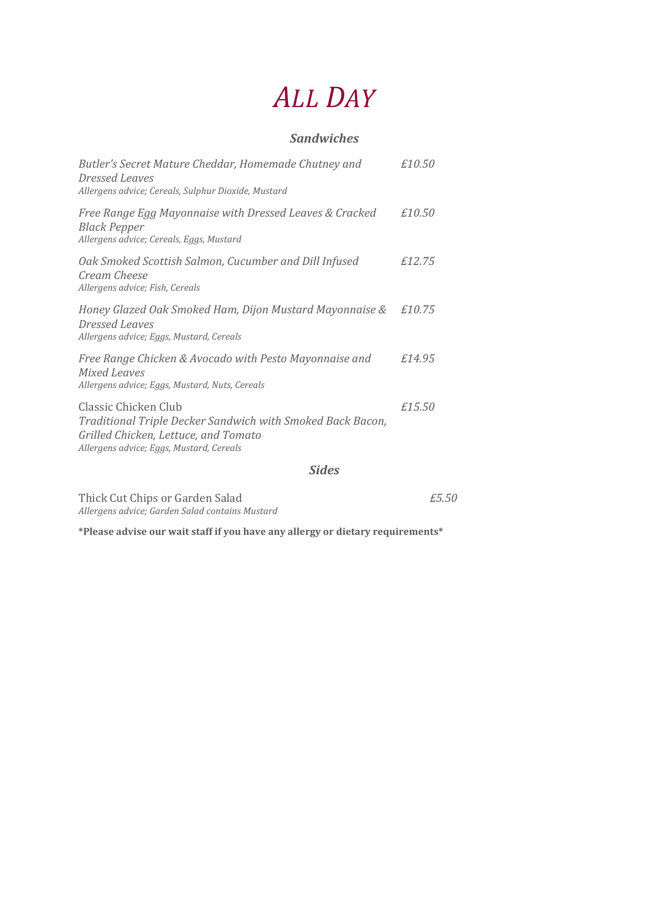# *ALL DAY*

## *Sandwiches*

*Butler's Secret Mature Cheddar, Homemade Chutney and Dressed Leaves* *£10.50*
*Allergens advice; Cereals, Sulphur Dioxide, Mustard*

*Free Range Egg Mayonnaise with Dressed Leaves & Cracked Black Pepper* *£10.50*
*Allergens advice; Cereals, Eggs, Mustard*

*Oak Smoked Scottish Salmon, Cucumber and Dill Infused Cream Cheese* *£12.75*
*Allergens advice; Fish, Cereals*

*Honey Glazed Oak Smoked Ham, Dijon Mustard Mayonnaise & Dressed Leaves* *£10.75*
*Allergens advice; Eggs, Mustard, Cereals*

*Free Range Chicken & Avocado with Pesto Mayonnaise and Mixed Leaves* *£14.95*
*Allergens advice; Eggs, Mustard, Nuts, Cereals*

Classic Chicken Club *£15.50*
*Traditional Triple Decker Sandwich with Smoked Back Bacon, Grilled Chicken, Lettuce, and Tomato*
*Allergens advice; Eggs, Mustard, Cereals*

## *Sides*

Thick Cut Chips or Garden Salad *£5.50*
*Allergens advice; Garden Salad contains Mustard*

**\*Please advise our wait staff if you have any allergy or dietary requirements\***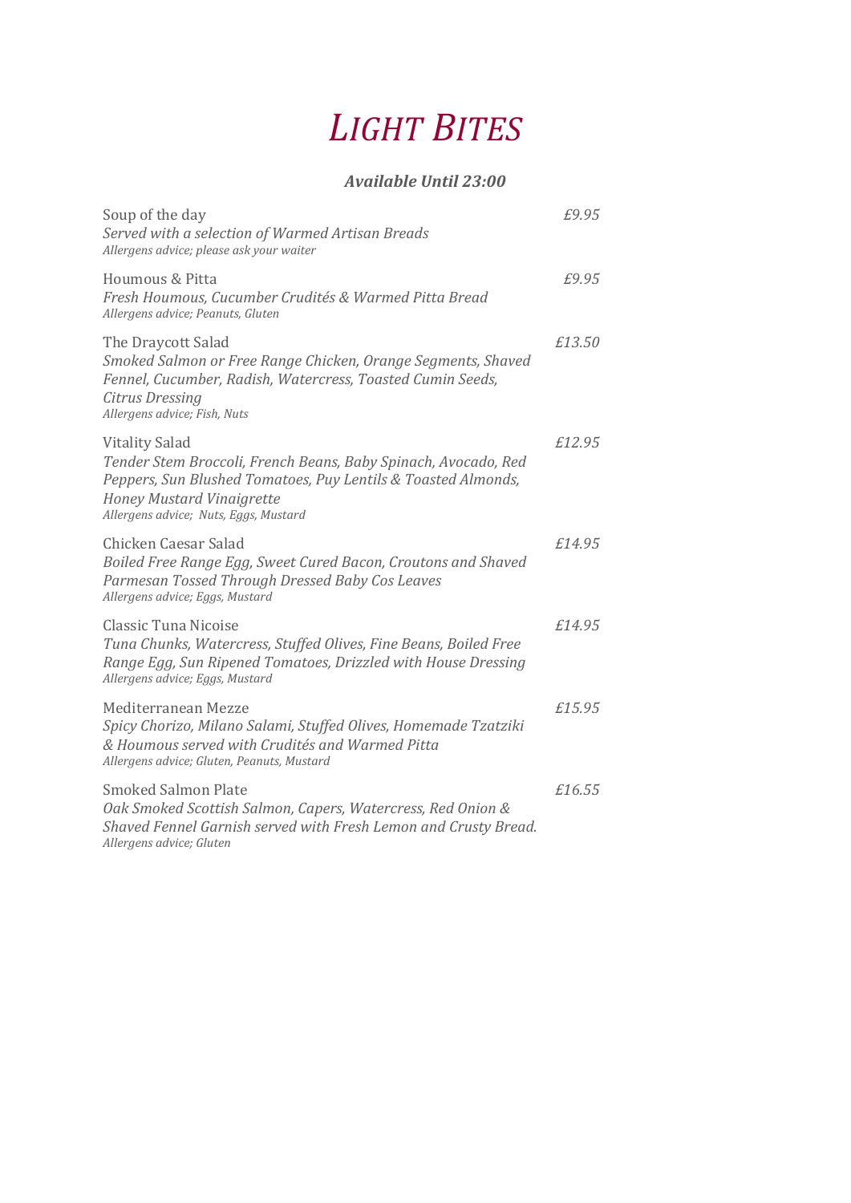# *LIGHT BITES*

***Available Until 23:00***

Soup of the day — *£9.95*
*Served with a selection of Warmed Artisan Breads*
*Allergens advice; please ask your waiter*

Houmous & Pitta — *£9.95*
*Fresh Houmous, Cucumber Crudités & Warmed Pitta Bread*
*Allergens advice; Peanuts, Gluten*

The Draycott Salad — *£13.50*
*Smoked Salmon or Free Range Chicken, Orange Segments, Shaved Fennel, Cucumber, Radish, Watercress, Toasted Cumin Seeds, Citrus Dressing*
*Allergens advice; Fish, Nuts*

Vitality Salad — *£12.95*
*Tender Stem Broccoli, French Beans, Baby Spinach, Avocado, Red Peppers, Sun Blushed Tomatoes, Puy Lentils & Toasted Almonds, Honey Mustard Vinaigrette*
*Allergens advice; Nuts, Eggs, Mustard*

Chicken Caesar Salad — *£14.95*
*Boiled Free Range Egg, Sweet Cured Bacon, Croutons and Shaved Parmesan Tossed Through Dressed Baby Cos Leaves*
*Allergens advice; Eggs, Mustard*

Classic Tuna Nicoise — *£14.95*
*Tuna Chunks, Watercress, Stuffed Olives, Fine Beans, Boiled Free Range Egg, Sun Ripened Tomatoes, Drizzled with House Dressing*
*Allergens advice; Eggs, Mustard*

Mediterranean Mezze — *£15.95*
*Spicy Chorizo, Milano Salami, Stuffed Olives, Homemade Tzatziki & Houmous served with Crudités and Warmed Pitta*
*Allergens advice; Gluten, Peanuts, Mustard*

Smoked Salmon Plate — *£16.55*
*Oak Smoked Scottish Salmon, Capers, Watercress, Red Onion & Shaved Fennel Garnish served with Fresh Lemon and Crusty Bread.*
*Allergens advice; Gluten*